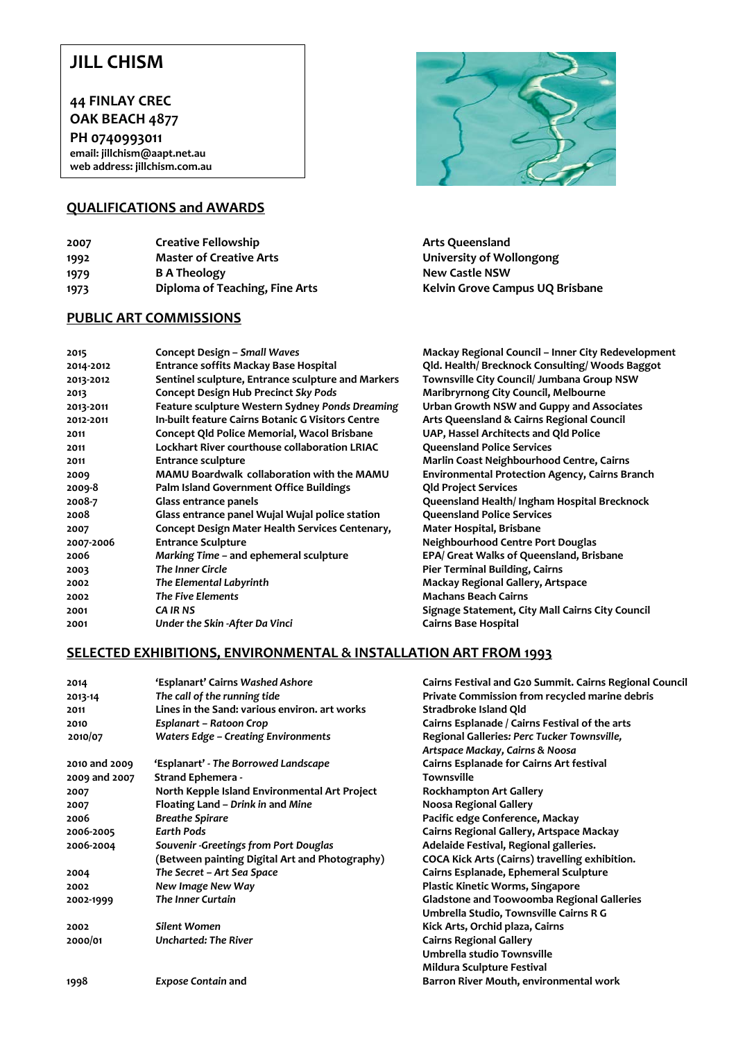# JILL CHISM

**44 FINLAY CREC**
**OAK BEACH 4877**
**PH 0740993011**
**email: jillchism@aapt.net.au**
**web address: jillchism.com.au**

## QUALIFICATIONS and AWARDS

| | | |
|---|---|---|
| 2007 | Creative Fellowship | Arts Queensland |
| 1992 | Master of Creative Arts | University of Wollongong |
| 1979 | B A Theology | New Castle NSW |
| 1973 | Diploma of Teaching, Fine Arts | Kelvin Grove Campus UQ Brisbane |

## PUBLIC ART COMMISSIONS

| | | |
|---|---|---|
| 2015 | Concept Design – *Small Waves* | Mackay Regional Council – Inner City Redevelopment |
| 2014-2012 | Entrance soffits Mackay Base Hospital | Qld. Health/ Brecknock Consulting/ Woods Baggot |
| 2013-2012 | Sentinel sculpture, Entrance sculpture and Markers | Townsville City Council/ Jumbana Group NSW |
| 2013 | Concept Design Hub Precinct *Sky Pods* | Maribyrnong City Council, Melbourne |
| 2013-2011 | Feature sculpture Western Sydney *Ponds Dreaming* | Urban Growth NSW and Guppy and Associates |
| 2012-2011 | In-built feature Cairns Botanic G Visitors Centre | Arts Queensland & Cairns Regional Council |
| 2011 | Concept Qld Police Memorial, Wacol Brisbane | UAP, Hassel Architects and Qld Police |
| 2011 | Lockhart River courthouse collaboration LRIAC | Queensland Police Services |
| 2011 | Entrance sculpture | Marlin Coast Neighbourhood Centre, Cairns |
| 2009 | MAMU Boardwalk collaboration with the MAMU | Environmental Protection Agency, Cairns Branch |
| 2009-8 | Palm Island Government Office Buildings | Qld Project Services |
| 2008-7 | Glass entrance panels | Queensland Health/ Ingham Hospital Brecknock |
| 2008 | Glass entrance panel Wujal Wujal police station | Queensland Police Services |
| 2007 | Concept Design Mater Health Services Centenary, | Mater Hospital, Brisbane |
| 2007-2006 | Entrance Sculpture | Neighbourhood Centre Port Douglas |
| 2006 | *Marking Time* – and ephemeral sculpture | EPA/ Great Walks of Queensland, Brisbane |
| 2003 | *The Inner Circle* | Pier Terminal Building, Cairns |
| 2002 | *The Elemental Labyrinth* | Mackay Regional Gallery, Artspace |
| 2002 | *The Five Elements* | Machans Beach Cairns |
| 2001 | *CA IR NS* | Signage Statement, City Mall Cairns City Council |
| 2001 | *Under the Skin -After Da Vinci* | Cairns Base Hospital |

## SELECTED EXHIBITIONS, ENVIRONMENTAL & INSTALLATION ART FROM 1993

| | | |
|---|---|---|
| 2014 | 'Esplanart' Cairns *Washed Ashore* | Cairns Festival and G20 Summit. Cairns Regional Council |
| 2013-14 | *The call of the running tide* | Private Commission from recycled marine debris |
| 2011 | Lines in the Sand: various environ. art works | Stradbroke Island Qld |
| 2010 | *Esplanart – Ratoon Crop* | Cairns Esplanade / Cairns Festival of the arts |
| 2010/07 | *Waters Edge – Creating Environments* | Regional Galleries: *Perc Tucker Townsville, Artspace Mackay, Cairns & Noosa* |
| 2010 and 2009 | 'Esplanart' - *The Borrowed Landscape* | Cairns Esplanade for Cairns Art festival |
| 2009 and 2007 | Strand Ephemera - | Townsville |
| 2007 | North Kepple Island Environmental Art Project | Rockhampton Art Gallery |
| 2007 | Floating Land – *Drink in* and *Mine* | Noosa Regional Gallery |
| 2006 | *Breathe Spirare* | Pacific edge Conference, Mackay |
| 2006-2005 | *Earth Pods* | Cairns Regional Gallery, Artspace Mackay |
| 2006-2004 | *Souvenir -Greetings from Port Douglas* (Between painting Digital Art and Photography) | Adelaide Festival, Regional galleries. COCA Kick Arts (Cairns) travelling exhibition. |
| 2004 | *The Secret – Art Sea Space* | Cairns Esplanade, Ephemeral Sculpture |
| 2002 | *New Image New Way* | Plastic Kinetic Worms, Singapore |
| 2002-1999 | *The Inner Curtain* | Gladstone and Toowoomba Regional Galleries Umbrella Studio, Townsville Cairns R G |
| 2002 | *Silent Women* | Kick Arts, Orchid plaza, Cairns |
| 2000/01 | *Uncharted: The River* | Cairns Regional Gallery Umbrella studio Townsville Mildura Sculpture Festival |
| 1998 | *Expose Contain* and | Barron River Mouth, environmental work |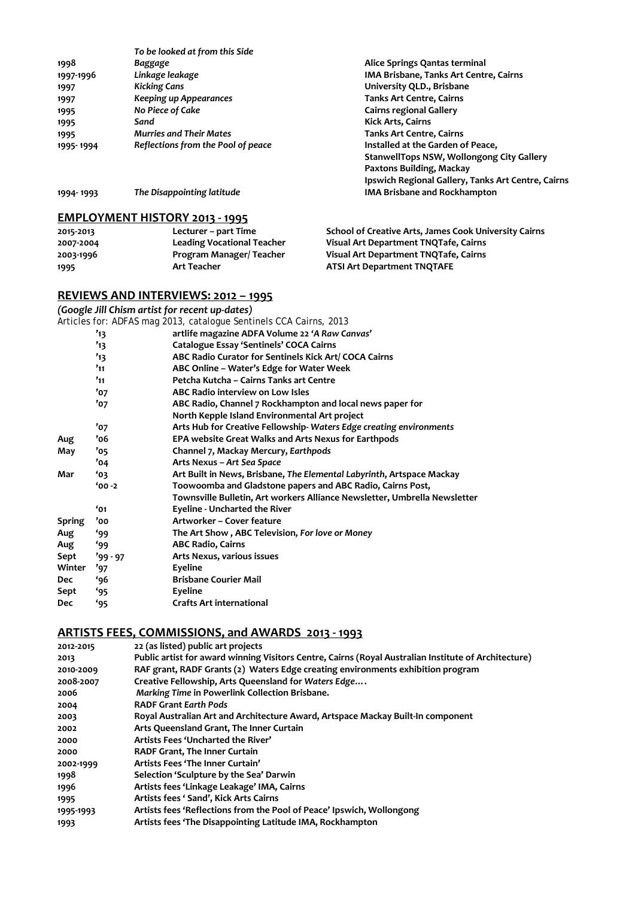| | | |
|---|---|---|
| | *To be looked at from this Side* | |
| 1998 | *Baggage* | **Alice Springs Qantas terminal** |
| 1997-1996 | *Linkage leakage* | **IMA Brisbane, Tanks Art Centre, Cairns** |
| 1997 | *Kicking Cans* | **University QLD., Brisbane** |
| 1997 | *Keeping up Appearances* | **Tanks Art Centre, Cairns** |
| 1995 | *No Piece of Cake* | **Cairns regional Gallery** |
| 1995 | *Sand* | **Kick Arts, Cairns** |
| 1995 | *Murries and Their Mates* | **Tanks Art Centre, Cairns** |
| 1995- 1994 | *Reflections from the Pool of peace* | **Installed at the Garden of Peace, StanwellTops NSW, Wollongong City Gallery Paxtons Building, Mackay Ipswich Regional Gallery, Tanks Art Centre, Cairns** |
| 1994- 1993 | *The Disappointing latitude* | **IMA Brisbane and Rockhampton** |

## EMPLOYMENT HISTORY 2013 - 1995

| | | |
|---|---|---|
| 2015-2013 | **Lecturer – part Time** | **School of Creative Arts, James Cook University Cairns** |
| 2007-2004 | **Leading Vocational Teacher** | **Visual Art Department TNQTafe, Cairns** |
| 2003-1996 | **Program Manager/ Teacher** | **Visual Art Department TNQTafe, Cairns** |
| 1995 | **Art Teacher** | **ATSI Art Department TNQTAFE** |

## REVIEWS AND INTERVIEWS: 2012 – 1995

***(Google Jill Chism artist for recent up-dates)***

Articles for: ADFAS mag 2013, catalogue Sentinels CCA Cairns, 2013

| | | |
|---|---|---|
| | '13 | **artlife magazine ADFA Volume 22 '*A Raw Canvas*'** |
| | '13 | **Catalogue Essay 'Sentinels' COCA Cairns** |
| | '13 | **ABC Radio Curator for Sentinels Kick Art/ COCA Cairns** |
| | '11 | **ABC Online – Water's Edge for Water Week** |
| | '11 | **Petcha Kutcha – Cairns Tanks art Centre** |
| | '07 | **ABC Radio interview on Low Isles** |
| | '07 | **ABC Radio, Channel 7 Rockhampton and local news paper for North Kepple Island Environmental Art project** |
| | '07 | **Arts Hub for Creative Fellowship- *Waters Edge creating environments*** |
| Aug | '06 | **EPA website Great Walks and Arts Nexus for Earthpods** |
| May | '05 | **Channel 7, Mackay Mercury, *Earthpods*** |
| | '04 | **Arts Nexus – *Art Sea Space*** |
| Mar | '03 | **Art Built in News, Brisbane, *The Elemental Labyrinth*, Artspace Mackay** |
| | '00 -2 | **Toowoomba and Gladstone papers and ABC Radio, Cairns Post, Townsville Bulletin, Art workers Alliance Newsletter, Umbrella Newsletter** |
| | '01 | **Eyeline - Uncharted the River** |
| Spring | '00 | **Artworker – Cover feature** |
| Aug | '99 | **The Art Show , ABC Television, *For love or Money*** |
| Aug | '99 | **ABC Radio, Cairns** |
| Sept | '99 - 97 | **Arts Nexus, various issues** |
| Winter | '97 | **Eyeline** |
| Dec | '96 | **Brisbane Courier Mail** |
| Sept | '95 | **Eyeline** |
| Dec | '95 | **Crafts Art international** |

## ARTISTS FEES, COMMISSIONS, and AWARDS 2013 - 1993

| | |
|---|---|
| 2012-2015 | **22 (as listed) public art projects** |
| 2013 | **Public artist for award winning Visitors Centre, Cairns (Royal Australian Institute of Architecture)** |
| 2010-2009 | **RAF grant, RADF Grants (2) Waters Edge creating environments exhibition program** |
| 2008-2007 | **Creative Fellowship, Arts Queensland for *Waters Edge….*** |
| 2006 | ***Marking Time* in Powerlink Collection Brisbane.** |
| 2004 | **RADF Grant *Earth Pods*** |
| 2003 | **Royal Australian Art and Architecture Award, Artspace Mackay Built-In component** |
| 2002 | **Arts Queensland Grant, The Inner Curtain** |
| 2000 | **Artists Fees 'Uncharted the River'** |
| 2000 | **RADF Grant, The Inner Curtain** |
| 2002-1999 | **Artists Fees 'The Inner Curtain'** |
| 1998 | **Selection 'Sculpture by the Sea' Darwin** |
| 1996 | **Artists fees 'Linkage Leakage' IMA, Cairns** |
| 1995 | **Artists fees ' Sand', Kick Arts Cairns** |
| 1995-1993 | **Artists fees 'Reflections from the Pool of Peace' Ipswich, Wollongong** |
| 1993 | **Artists fees 'The Disappointing Latitude IMA, Rockhampton** |